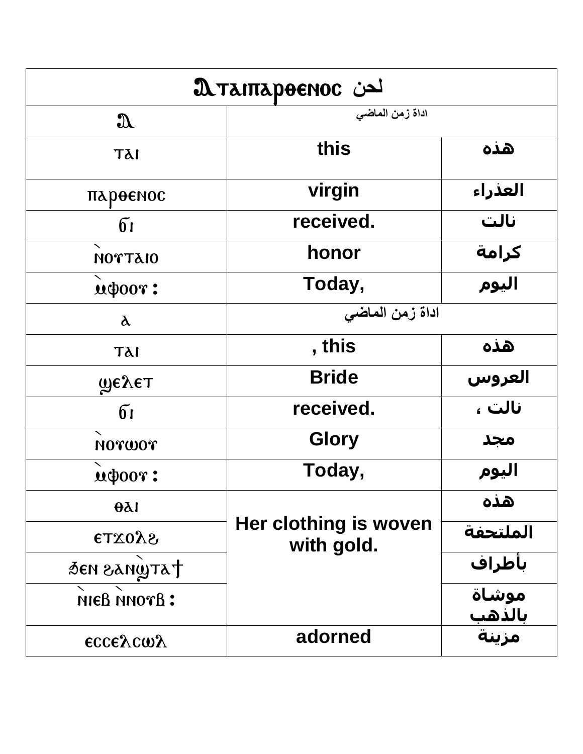| Ⲁⲧⲁⲓⲡⲁⲣⲑⲉⲛⲟⲥ لحن | | |
|---|---|---|
| Ⲁ | اداة زمن الماضي | |
| ⲧⲁⲓ | this | هذه |
| ⲡⲁⲣⲑⲉⲛⲟⲥ | virgin | العذراء |
| ϭⲓ | received. | نالت |
| ⲛ̀ⲟⲩⲧⲁⲓⲟ | honor | كرامة |
| ⲙ̀ⲫⲟⲟⲩ : | Today, | اليوم |
| ⲁ | اداة زمن الماضي | |
| ⲧⲁⲓ | , this | هذه |
| ϣⲉⲗⲉⲧ | Bride | العروس |
| ϭⲓ | received. | نالت ، |
| ⲛ̀ⲟⲩⲱⲟⲩ | Glory | مجد |
| ⲙ̀ⲫⲟⲟⲩ : | Today, | اليوم |
| ⲑⲁⲓ | Her clothing is woven with gold. | هذه |
| ⲉⲧϫⲟⲗϩ | | الملتحفة |
| ϧⲉⲛ ϩⲁⲛϣ̀ⲧⲁϯ | | بأطراف |
| ⲛ̀ⲓⲉⲃ ⲛ̀ⲛⲟⲩⲃ : | | موشاة بالذهب |
| ⲉⲥⲥⲉⲗⲥⲱⲗ | adorned | مزينة |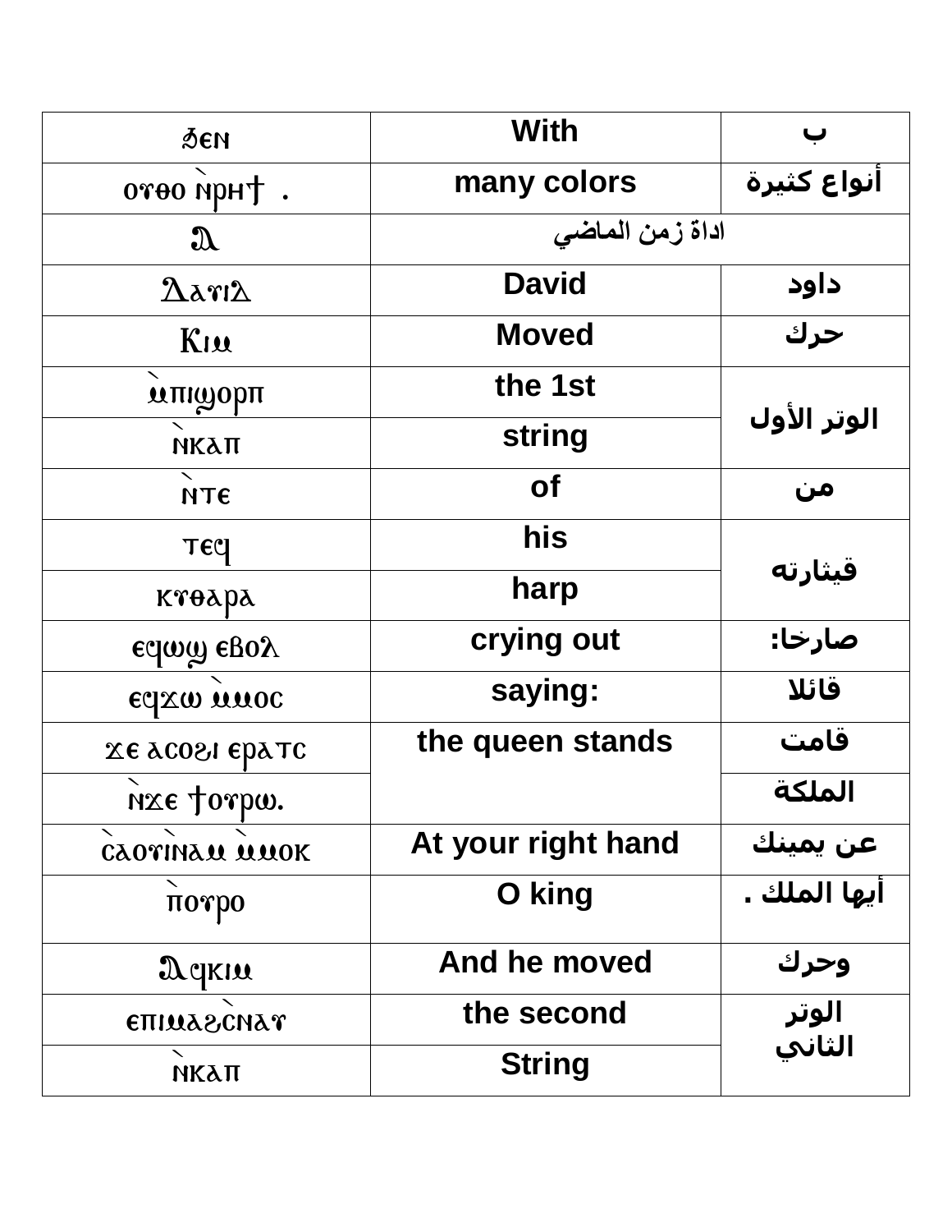| | | |
|---|---|---|
| ϧⲉⲛ | With | ب |
| ⲟⲩⲑⲟ ⲛ̀ⲣⲏϯ . | many colors | أنواع كثيرة |
| ⲁ | اداة زمن الماضي | |
| Ⲇⲁⲩⲓⲇ | David | داود |
| Ⲕⲓⲙ | Moved | حرك |
| ⲙ̀ⲡⲓϣⲟⲣⲡ | the 1st | الوتر الأول |
| ⲛ̀ⲕⲁⲡ | string | |
| ⲛ̀ⲧⲉ | of | من |
| ⲧⲉϥ | his | قيثارته |
| ⲕⲩⲑⲁⲣⲁ | harp | |
| ⲉϥⲱϣ ⲉⲃⲟⲗ | crying out | صارخا: |
| ⲉϥϫⲱ ⲙ̀ⲙⲟⲥ | saying: | قائلا |
| ϫⲉ ⲁⲥⲟϩⲓ ⲉⲣⲁⲧⲥ | the queen stands | قامت |
| ⲛ̀ϫⲉ ϯⲟⲩⲣⲱ. | | الملكة |
| ⲥ̀ⲁⲟⲩⲓⲛⲁⲙ ⲙ̀ⲙⲟⲕ | At your right hand | عن يمينك |
| ⲡ̀ⲟⲩⲣⲟ | O king | أيها الملك . |
| Ⲁϥⲕⲓⲙ | And he moved | وحرك |
| ⲉⲡⲓⲙⲁϩⲥ̀ⲛⲁⲩ | the second | الوتر الثاني |
| ⲛ̀ⲕⲁⲡ | String | |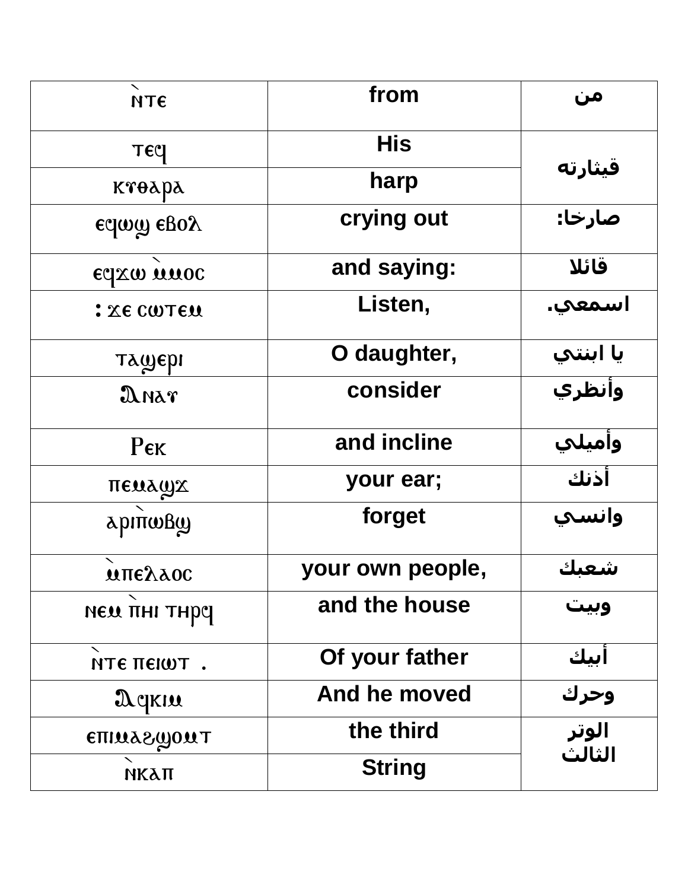| ⲛ̀ⲧⲉ | from | من |
|---|---|---|
| ⲧⲉϥ | His | قيثارته |
| ⲕⲩⲑⲁⲣⲁ | harp | |
| ⲉϥⲱϣ ⲉⲃⲟⲗ | crying out | صارخا: |
| ⲉϥϫⲱ ⲙ̀ⲙⲟⲥ | and saying: | قائلا |
| : ϫⲉ ⲥⲱⲧⲉⲙ | Listen, | اسمعي. |
| ⲧⲁϣⲉⲣⲓ | O daughter, | يا ابنتي |
| Ⲁⲛⲁⲩ | consider | وأنظري |
| Ⲣⲉⲕ | and incline | وأميلي |
| ⲡⲉⲙⲁϣϫ | your ear; | أذنك |
| ⲁⲣⲓⲡ̀ⲱⲃϣ | forget | وانسي |
| ⲙ̀ⲡⲉⲗⲁⲟⲥ | your own people, | شعبك |
| ⲛⲉⲙ ⲡ̀ⲏⲓ ⲧⲏⲣϥ | and the house | وبيت |
| ⲛ̀ⲧⲉ ⲡⲉⲓⲱⲧ . | Of your father | أبيك |
| Ⲁϥⲕⲓⲙ | And he moved | وحرك |
| ⲉⲡⲓⲙⲁϩϣⲟⲙⲧ | the third | الوتر الثالث |
| ⲛ̀ⲕⲁⲡ | String | |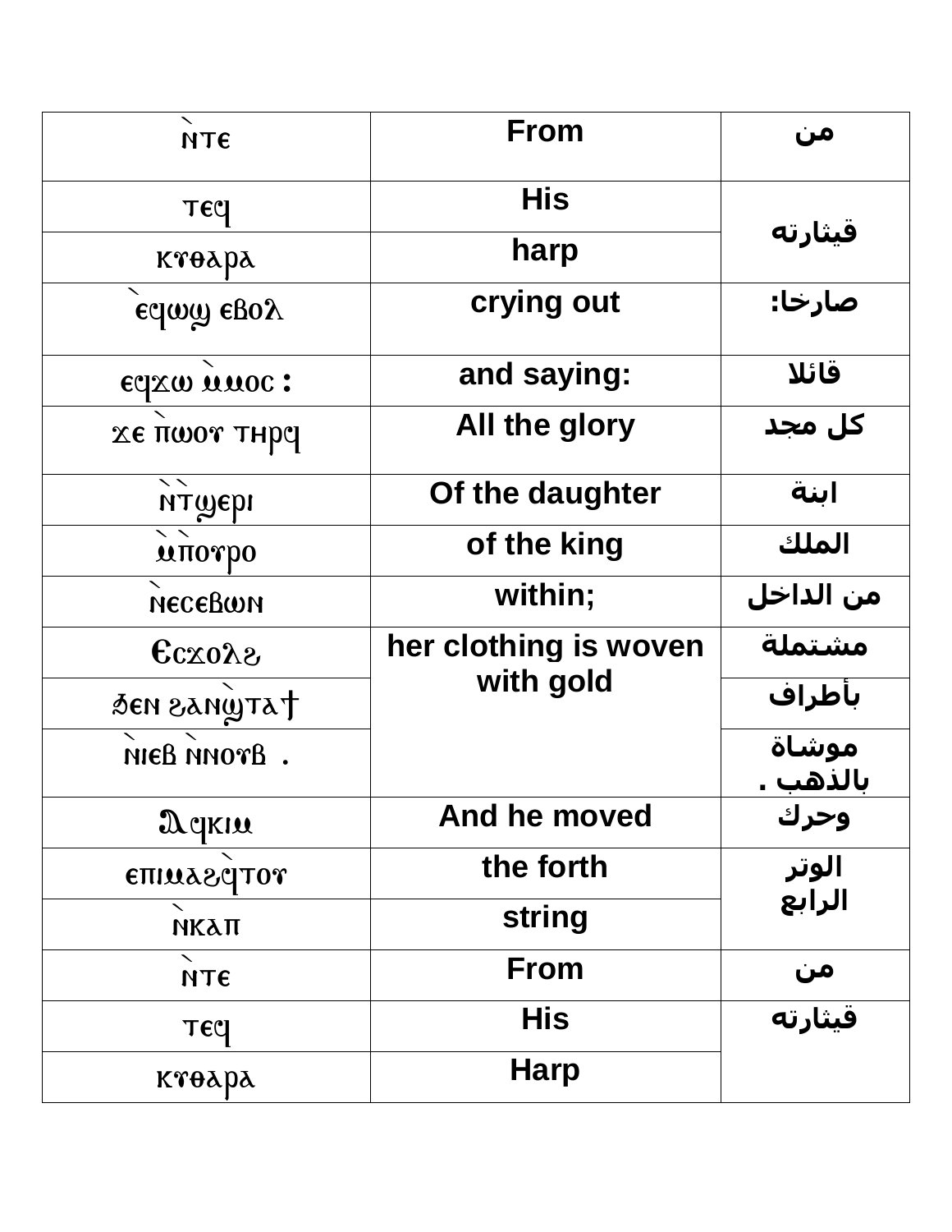| | | |
|---|---|---|
| ⲛ̀ⲧⲉ | From | من |
| ⲧⲉϥ | His | قيثارته |
| ⲕⲩⲑⲁⲣⲁ | harp | |
| ⲉ̀ϥⲱϣ ⲉⲃⲟⲗ | crying out | صارخا: |
| ⲉϥϫⲱ ⲙ̀ⲙⲟⲥ : | and saying: | قائلا |
| ϫⲉ ⲡ̀ⲱⲟⲩ ⲧⲏⲣϥ | All the glory | كل مجد |
| ⲛ̀ⲧ̀ϣⲉⲣⲓ | Of the daughter | ابنة |
| ⲙ̀ⲡ̀ⲟⲩⲣⲟ | of the king | الملك |
| ⲛ̀ⲉⲥⲉⲃⲱⲛ | within; | من الداخل |
| Ⲉⲥϫⲟⲗϩ | her clothing is woven with gold | مشتملة |
| Ϧⲉⲛϩⲁⲛϣ̀ⲧⲁϯ | | بأطراف |
| ⲛ̀ⲓⲉⲃ ⲛ̀ⲛⲟⲩⲃ . | | موشاة بالذهب . |
| Ⲁϥⲕⲓⲙ | And he moved | وحرك |
| ⲉⲡⲓⲙⲁϩϥ̀ⲧⲟⲩ | the forth | الوتر الرابع |
| ⲛ̀ⲕⲁⲡ | string | |
| ⲛ̀ⲧⲉ | From | من |
| ⲧⲉϥ | His | قيثارته |
| ⲕⲩⲑⲁⲣⲁ | Harp | |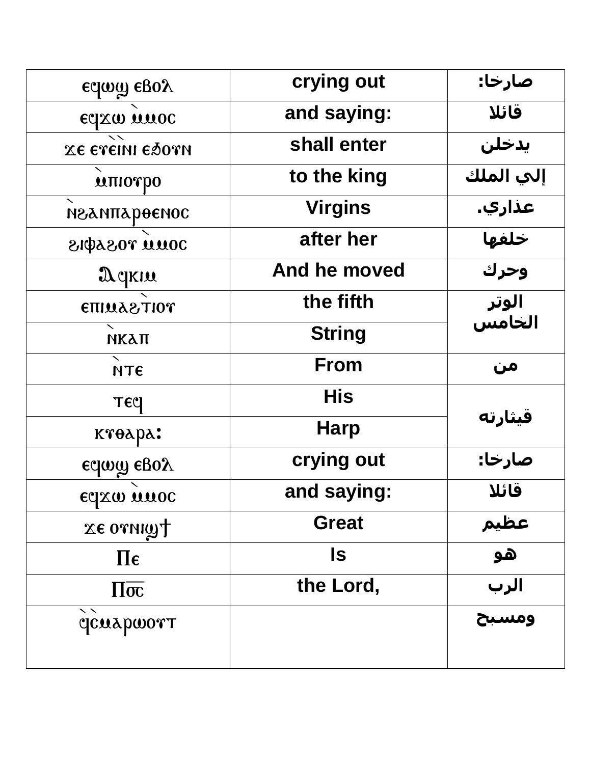| ⲉϥⲱϣ ⲉⲃⲟⲗ | crying out | صارخا: |
|---|---|---|
| ⲉϥϫⲱ ⲙ̀ⲙⲟⲥ | and saying: | قائلا |
| ϫⲉ ⲉⲩⲉ̀ⲓ̀ⲛⲓ ⲉϧⲟⲩⲛ | shall enter | يدخلن |
| ⲙ̀ⲡⲓⲟⲩⲣⲟ | to the king | إلي الملك |
| ⲛ̀ϩⲁⲛⲡⲁⲣⲑⲉⲛⲟⲥ | Virgins | عذاري. |
| ϩⲓⲫⲁϩⲟⲩ ⲙ̀ⲙⲟⲥ | after her | خلفها |
| Ⲁϥⲕⲓⲙ | And he moved | وحرك |
| ⲉⲡⲓⲙⲁϩ̀ϯⲟⲩ | the fifth | الوتر الخامس |
| ⲛ̀ⲕⲁⲡ | String | |
| ⲛ̀ⲧⲉ | From | من |
| ⲧⲉϥ | His | قيثارته |
| ⲕⲩⲑⲁⲣⲁ: | Harp | |
| ⲉϥⲱϣ ⲉⲃⲟⲗ | crying out | صارخا: |
| ⲉϥϫⲱ ⲙ̀ⲙⲟⲥ | and saying: | قائلا |
| ϫⲉ ⲟⲩⲛⲓϣϯ | Great | عظيم |
| Ⲡⲉ | Is | هو |
| Ⲡ̅ⲟ̅ⲥ̅ | the Lord, | الرب |
| ϥ̀ⲥ̀ⲙⲁⲣⲱⲟⲩⲧ | | ومسبح |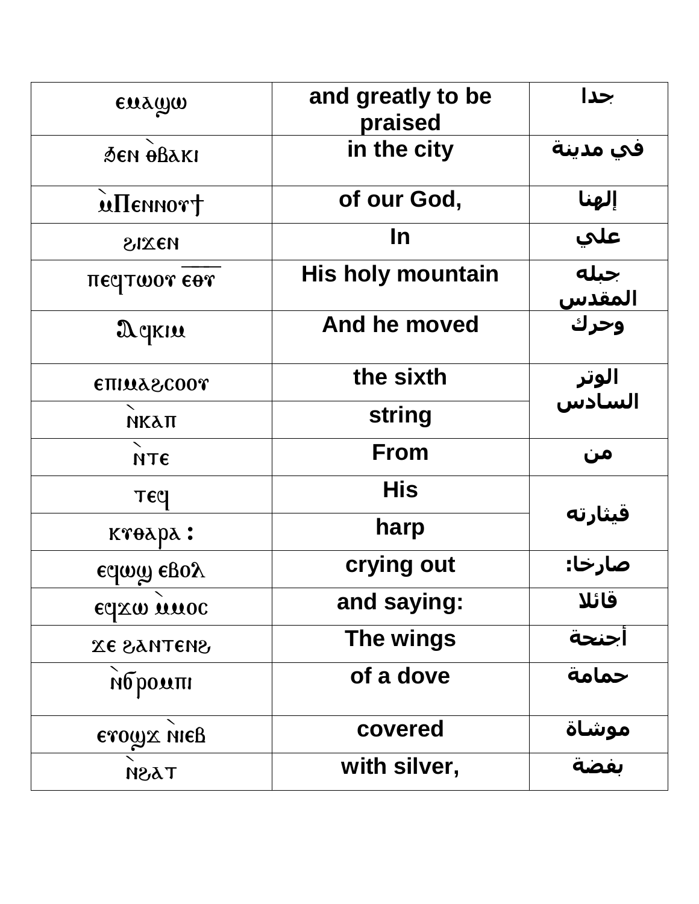| ⲉⲙⲁϣⲱ | and greatly to be praised | جدا |
|---|---|---|
| ϧⲉⲛ ⲑ̀ⲃⲁⲕⲓ | in the city | في مدينة |
| ⲙ̀Ⲡⲉⲛⲛⲟⲩϯ | of our God, | إلهنا |
| ϩⲓϫⲉⲛ | In | علي |
| ⲡⲉϥⲧⲱⲟⲩ ⲉ̅ⲑ̅ⲩ̅ | His holy mountain | جبله المقدس |
| Ⲁϥⲕⲓⲙ | And he moved | وحرك |
| ⲉⲡⲓⲙⲁϩⲥⲟⲟⲩ | the sixth | الوتر السادس |
| ⲛ̀ⲕⲁⲡ | string | |
| ⲛ̀ⲧⲉ | From | من |
| ⲧⲉϥ | His | قيثارته |
| ⲕⲩⲑⲁⲣⲁ : | harp | |
| ⲉϥⲱϣ ⲉⲃⲟⲗ | crying out | صارخا: |
| ⲉϥϫⲱ ⲙ̀ⲙⲟⲥ | and saying: | قائلا |
| ϫⲉ ϩⲁⲛⲧⲉⲛϩ | The wings | أجنحة |
| ⲛ̀ϭⲣⲟⲙⲡⲓ | of a dove | حمامة |
| ⲉⲩⲟϣϫ ⲛ̀ⲛⲓⲉⲃ | covered | موشاة |
| ⲛ̀ϩⲁⲧ | with silver, | بفضة |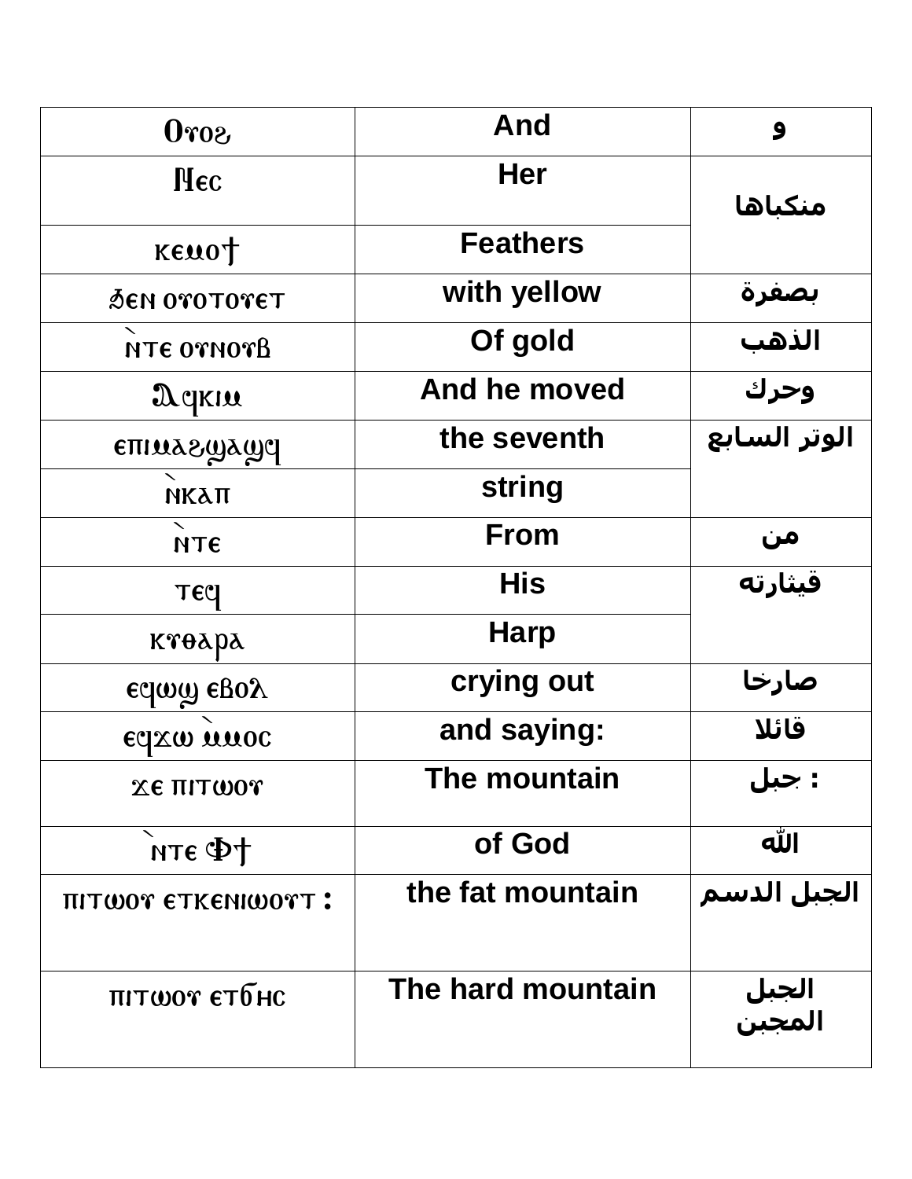| Ⲟⲩⲟϩ | And | و |
|---|---|---|
| Ⲛⲉⲥ | Her | منكباها |
| ⲕⲉⲙⲟϯ | Feathers | |
| Ϧⲉⲛ ⲟⲩⲟⲧⲟⲩⲉⲧ | with yellow | بصفرة |
| ⲛ̀ⲧⲉ ⲟⲩⲛⲟⲩⲃ | Of gold | الذهب |
| Ⲁϥⲕⲓⲙ | And he moved | وحرك |
| ⲉⲡⲓⲙⲁϩϣⲁϣϥ | the seventh | الوتر السابع |
| ⲛ̀ⲕⲁⲡ | string | |
| ⲛ̀ⲧⲉ | From | من |
| ⲧⲉϥ | His | قيثارته |
| ⲕⲩⲑⲁⲣⲁ | Harp | |
| ⲉϥⲱϣ ⲉⲃⲟⲗ | crying out | صارخا |
| ⲉϥϫⲱ ⲙ̀ⲙⲟⲥ | and saying: | قائلا |
| ϫⲉ ⲡⲓⲧⲱⲟⲩ | The mountain | جبل : |
| ⲛ̀ⲧⲉ Ⲫϯ | of God | الله |
| ⲡⲓⲧⲱⲟⲩ ⲉⲧⲕⲉⲛⲓⲱⲟⲩⲧ : | the fat mountain | الجبل الدسم |
| ⲡⲓⲧⲱⲟⲩ ⲉⲧϭⲏⲥ | The hard mountain | الجبل المجبن |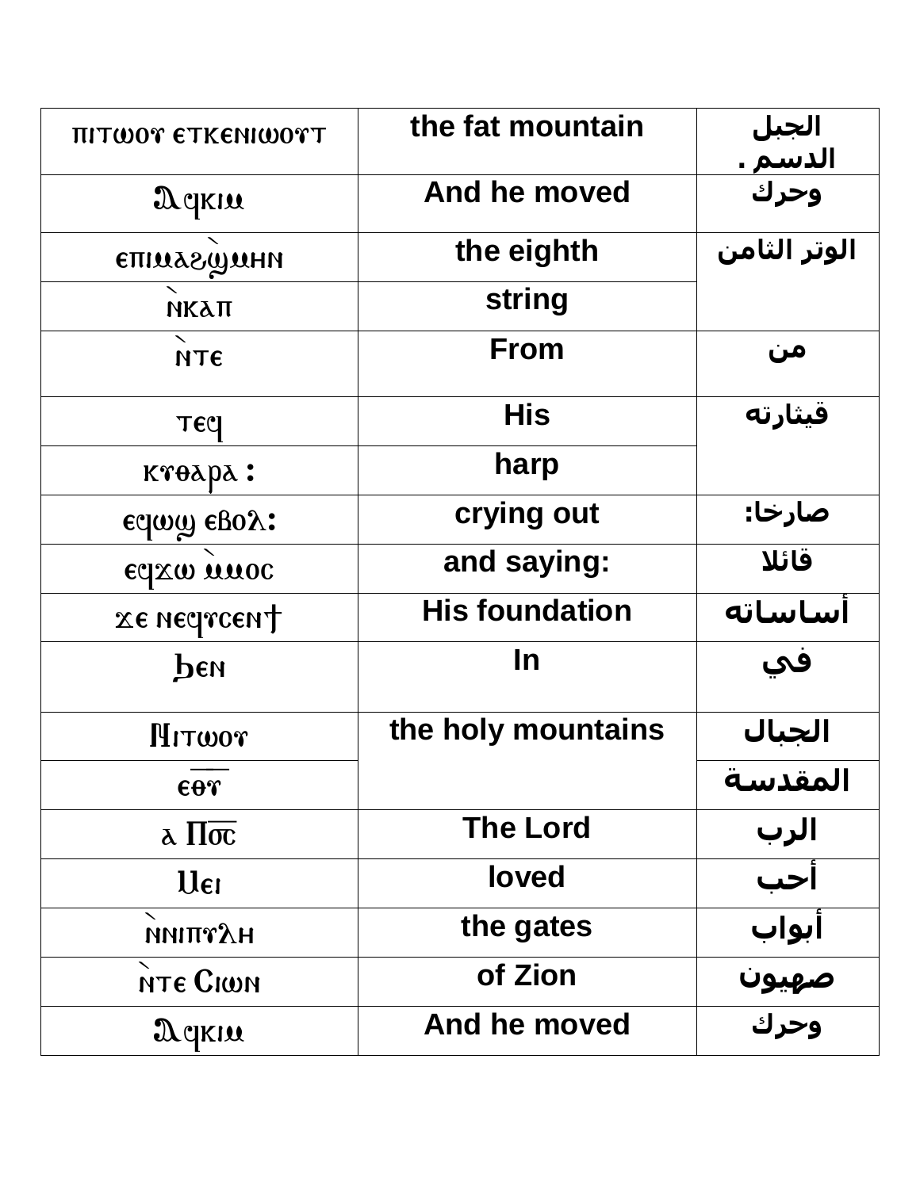| ⲡⲓⲧⲱⲟⲩ ⲉⲧⲕⲉⲛⲓⲱⲟⲩⲧ | the fat mountain | الجبل الدسم . |
|---|---|---|
| Ⲁϥⲕⲓⲙ | And he moved | وحرك |
| ⲉⲡⲓⲙⲁϩϣ̀ⲙⲏⲛ | the eighth | الوتر الثامن |
| ⲛ̀ⲕⲁⲡ | string | |
| ⲛ̀ⲧⲉ | From | من |
| ⲧⲉϥ | His | قيثارته |
| ⲕⲩⲑⲁⲣⲁ : | harp | |
| ⲉϥⲱϣ ⲉⲃⲟⲗ: | crying out | صارخا: |
| ⲉϥϫⲱ ⲙ̀ⲙⲟⲥ | and saying: | قائلا |
| ϫⲉ ⲛⲉϥⲥⲉⲛϯ | His foundation | أساساته |
| ϧⲉⲛ | In | في |
| Ⲛⲓⲧⲱⲟⲩ | the holy mountains | الجبال |
| ⲉⲑⲩ | | المقدسة |
| ⲁ Ⲡⲟ̅ⲥ̅ | The Lord | الرب |
| Ⲙⲉⲓ | loved | أحب |
| ⲛ̀ⲛⲓⲡⲩⲗⲏ | the gates | أبواب |
| ⲛ̀ⲧⲉ Ⲥⲓⲱⲛ | of Zion | صهيون |
| Ⲁϥⲕⲓⲙ | And he moved | وحرك |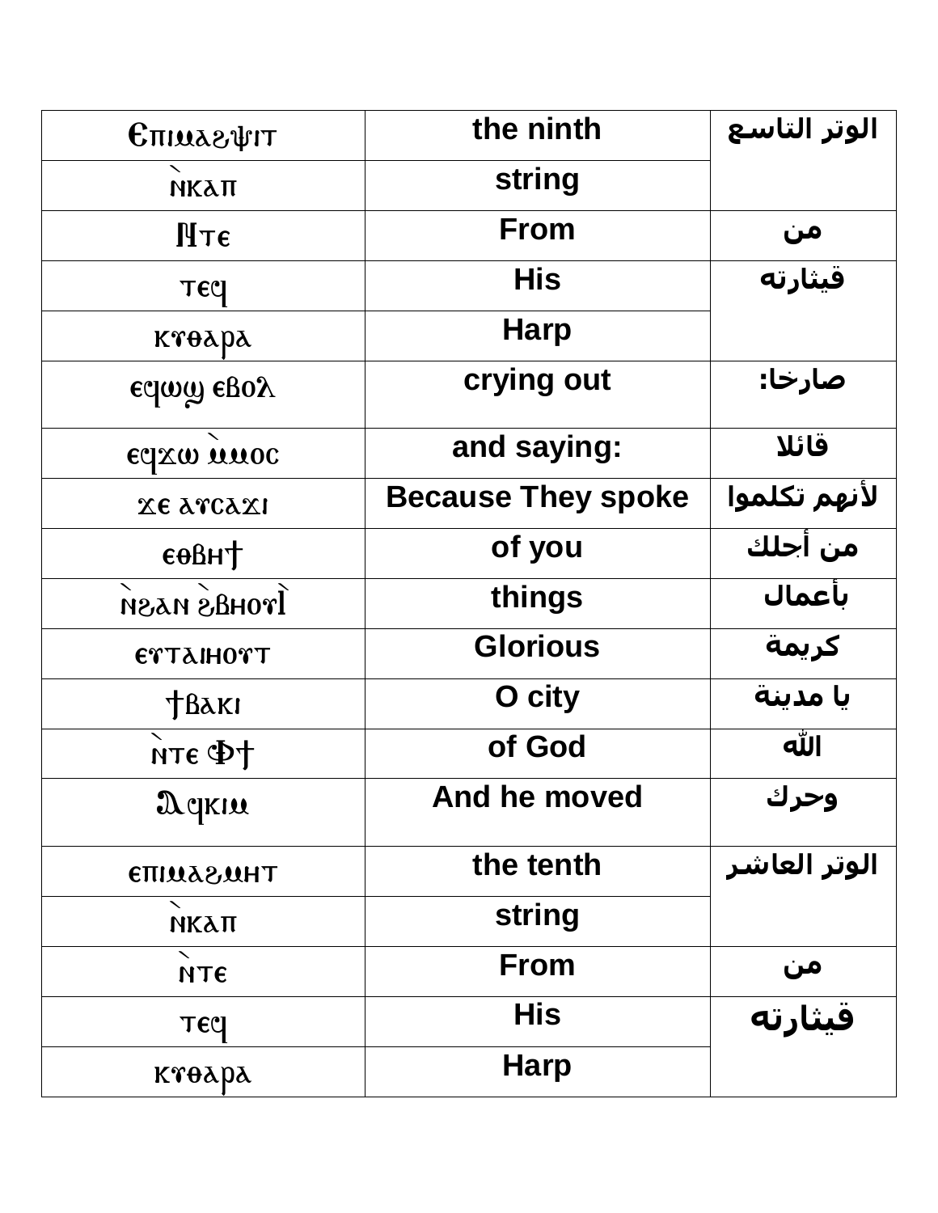| | | |
|---|---|---|
| Ⲉⲡⲓⲙⲁϩⲯⲓⲧ | the ninth | الوتر التاسع |
| ⲛ̀ⲕⲁⲡ | string | |
| Ⲛ̀ⲧⲉ | From | من |
| ⲧⲉϥ | His | قيثارته |
| ⲕⲩⲑⲁⲣⲁ | Harp | |
| ⲉϥⲱϣ ⲉⲃⲟⲗ | crying out | صارخا: |
| ⲉϥϫⲱ ⲙ̀ⲙⲟⲥ | and saying: | قائلا |
| ϫⲉ ⲁⲩⲥⲁϫⲓ | Because They spoke | لأنهم تكلموا |
| ⲉⲑⲃⲏϯ | of you | من أجلك |
| ⲛ̀ϩⲁⲛ ϩ̀ⲃⲏⲟⲩⲓ̀ | things | بأعمال |
| ⲉⲩⲧⲁⲓⲏⲟⲩⲧ | Glorious | كريمة |
| ϯⲃⲁⲕⲓ | O city | يا مدينة |
| ⲛ̀ⲧⲉ Ⲫϯ | of God | الله |
| Ⲁϥⲕⲓⲙ | And he moved | وحرك |
| ⲉⲡⲓⲙⲁϩⲙⲏⲧ | the tenth | الوتر العاشر |
| ⲛ̀ⲕⲁⲡ | string | |
| ⲛ̀ⲧⲉ | From | من |
| ⲧⲉϥ | His | قيثارته |
| ⲕⲩⲑⲁⲣⲁ | Harp | |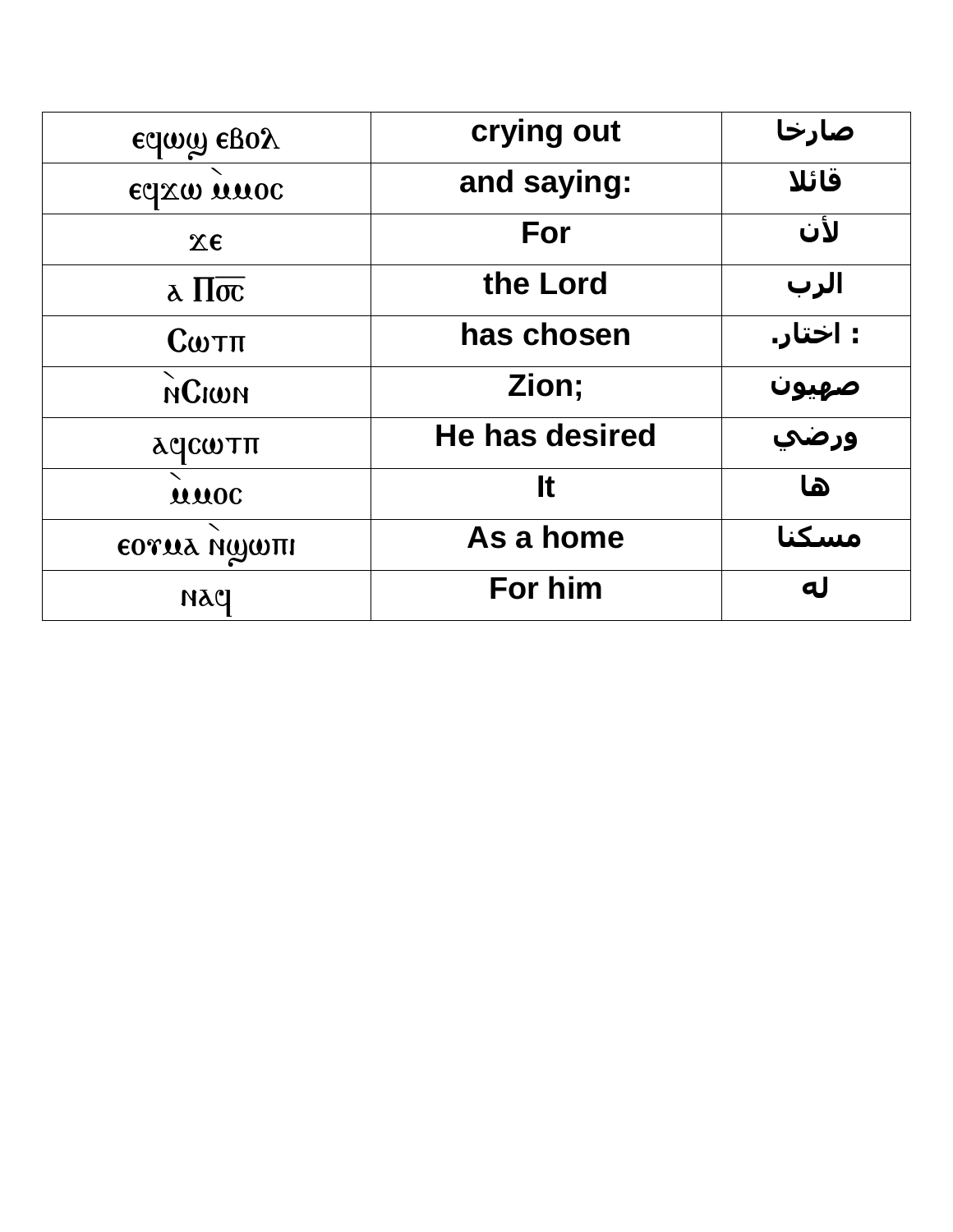| | | |
|---|---|---|
| ⲉϥⲱϣ ⲉⲃⲟⲗ | crying out | صارخا |
| ⲉϥϫⲱ ⲙ̀ⲙⲟⲥ | and saying: | قائلا |
| ϫⲉ | For | لأن |
| ⲁ Ⲡⲟ̅ⲥ̅ | the Lord | الرب |
| Ⲥⲱⲧⲡ | has chosen | اختار. : |
| ⲛ̀Ⲥⲓⲱⲛ | Zion; | صهيون |
| ⲁϥⲥⲱⲧⲡ | He has desired | ورضي |
| ⲙ̀ⲙⲟⲥ | It | ها |
| ⲉⲟⲩⲙⲁ ⲛ̀ϣⲱⲡⲓ | As a home | مسكنا |
| ⲛⲁϥ | For him | له |